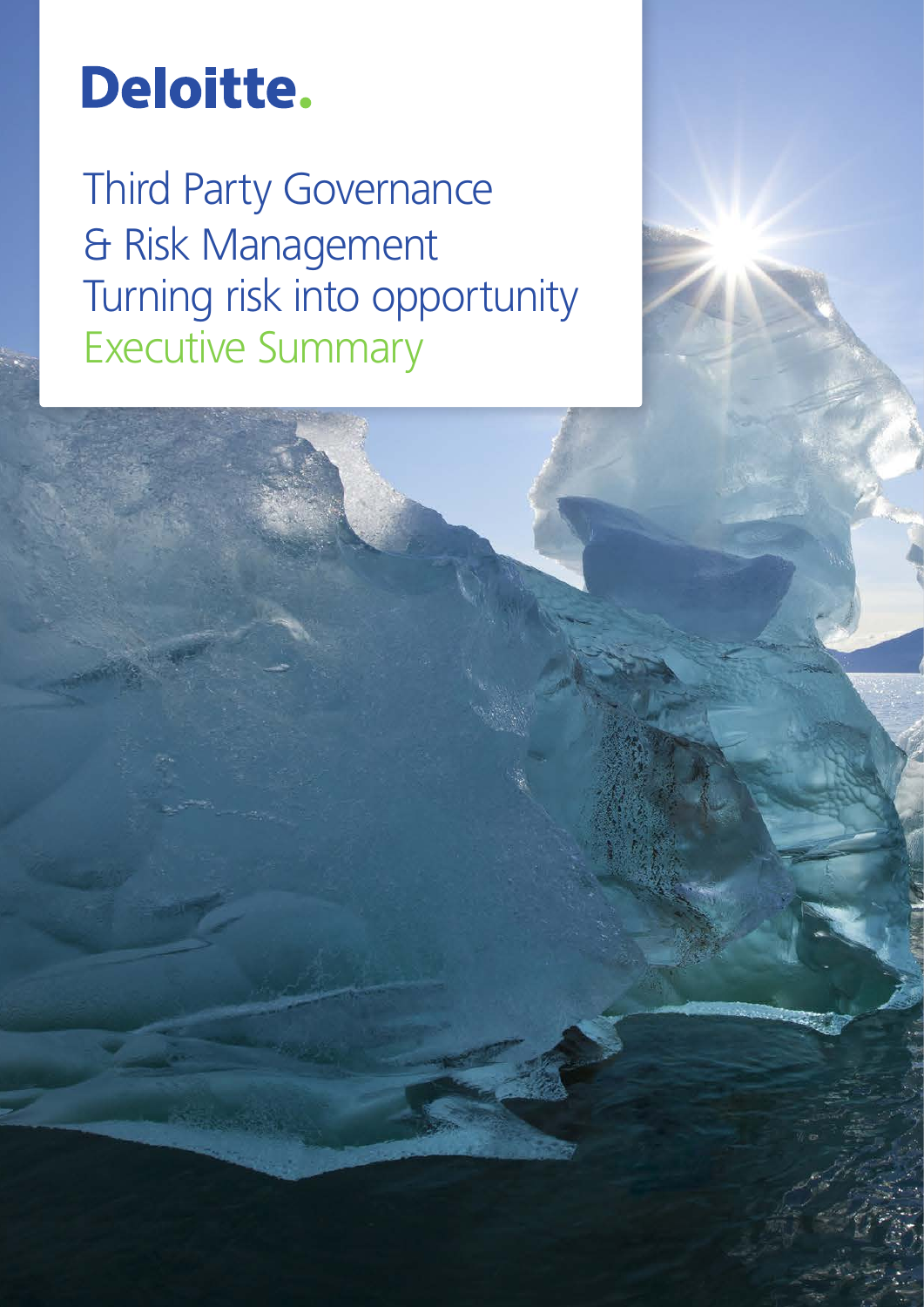Deloitte.

# Third Party Governance & Risk Management
# Turning risk into opportunity
## Executive Summary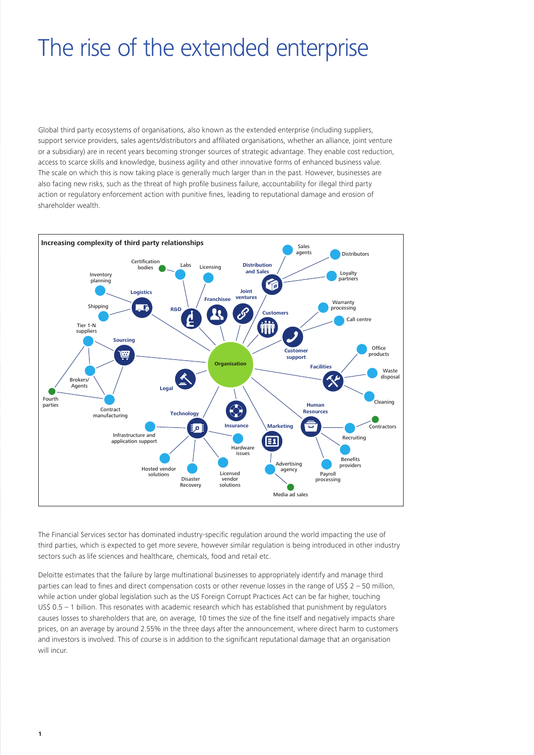# The rise of the extended enterprise

Global third party ecosystems of organisations, also known as the extended enterprise (including suppliers, support service providers, sales agents/distributors and affiliated organisations, whether an alliance, joint venture or a subsidiary) are in recent years becoming stronger sources of strategic advantage. They enable cost reduction, access to scarce skills and knowledge, business agility and other innovative forms of enhanced business value. The scale on which this is now taking place is generally much larger than in the past. However, businesses are also facing new risks, such as the threat of high profile business failure, accountability for illegal third party action or regulatory enforcement action with punitive fines, leading to reputational damage and erosion of shareholder wealth.

**Increasing complexity of third party relationships**

- **Organisation**
  - **Logistics**: Inventory planning; Shipping
  - **R&D**: Certification bodies; Labs
  - **Franchisee**: Licensing
  - **Joint ventures**
  - **Distribution and Sales**: Sales agents; Distributors; Loyalty partners
  - **Customers**
  - **Customer support**: Warranty processing; Call centre
  - **Facilities**: Office products; Waste disposal; Cleaning
  - **Human Resources**: Contractors; Recruiting; Benefits providers; Payroll processing
  - **Marketing**: Advertising agency; Media ad sales
  - **Insurance**
  - **Technology**: Hardware issues; Infrastructure and application support; Hosted vendor solutions; Disaster Recovery; Licensed vendor solutions
  - **Legal**
  - **Sourcing**: Tier 1-N suppliers; Brokers/Agents; Contract manufacturing; Fourth parties

The Financial Services sector has dominated industry-specific regulation around the world impacting the use of third parties, which is expected to get more severe, however similar regulation is being introduced in other industry sectors such as life sciences and healthcare, chemicals, food and retail etc.

Deloitte estimates that the failure by large multinational businesses to appropriately identify and manage third parties can lead to fines and direct compensation costs or other revenue losses in the range of US$ 2 – 50 million, while action under global legislation such as the US Foreign Corrupt Practices Act can be far higher, touching US$ 0.5 – 1 billion. This resonates with academic research which has established that punishment by regulators causes losses to shareholders that are, on average, 10 times the size of the fine itself and negatively impacts share prices, on an average by around 2.55% in the three days after the announcement, where direct harm to customers and investors is involved. This of course is in addition to the significant reputational damage that an organisation will incur.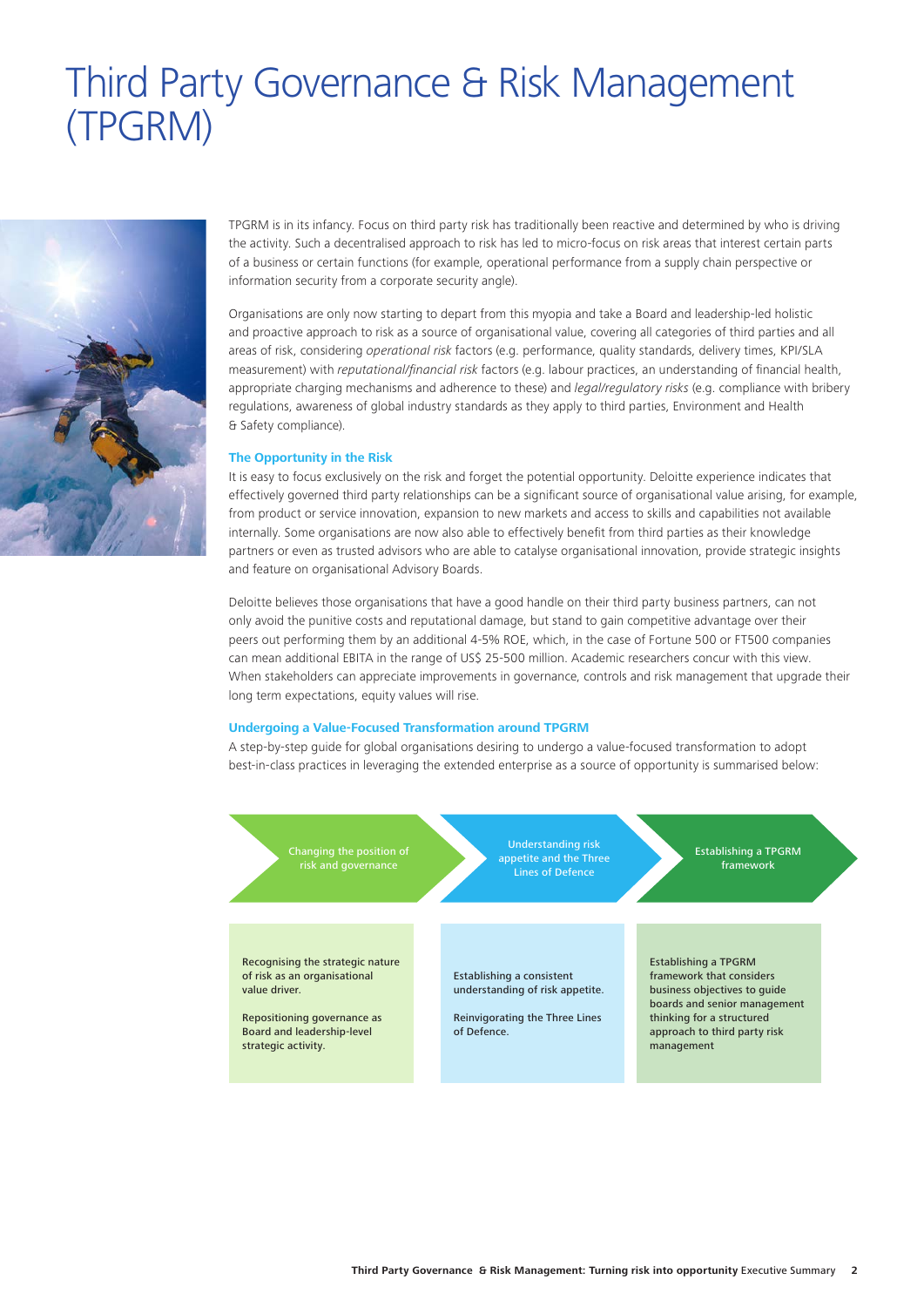# Third Party Governance & Risk Management (TPGRM)

TPGRM is in its infancy. Focus on third party risk has traditionally been reactive and determined by who is driving the activity. Such a decentralised approach to risk has led to micro-focus on risk areas that interest certain parts of a business or certain functions (for example, operational performance from a supply chain perspective or information security from a corporate security angle).

Organisations are only now starting to depart from this myopia and take a Board and leadership-led holistic and proactive approach to risk as a source of organisational value, covering all categories of third parties and all areas of risk, considering *operational risk* factors (e.g. performance, quality standards, delivery times, KPI/SLA measurement) with *reputational/financial risk* factors (e.g. labour practices, an understanding of financial health, appropriate charging mechanisms and adherence to these) and *legal/regulatory risks* (e.g. compliance with bribery regulations, awareness of global industry standards as they apply to third parties, Environment and Health & Safety compliance).

### The Opportunity in the Risk

It is easy to focus exclusively on the risk and forget the potential opportunity. Deloitte experience indicates that effectively governed third party relationships can be a significant source of organisational value arising, for example, from product or service innovation, expansion to new markets and access to skills and capabilities not available internally. Some organisations are now also able to effectively benefit from third parties as their knowledge partners or even as trusted advisors who are able to catalyse organisational innovation, provide strategic insights and feature on organisational Advisory Boards.

Deloitte believes those organisations that have a good handle on their third party business partners, can not only avoid the punitive costs and reputational damage, but stand to gain competitive advantage over their peers out performing them by an additional 4-5% ROE, which, in the case of Fortune 500 or FT500 companies can mean additional EBITA in the range of US$ 25-500 million. Academic researchers concur with this view. When stakeholders can appreciate improvements in governance, controls and risk management that upgrade their long term expectations, equity values will rise.

### Undergoing a Value-Focused Transformation around TPGRM

A step-by-step guide for global organisations desiring to undergo a value-focused transformation to adopt best-in-class practices in leveraging the extended enterprise as a source of opportunity is summarised below:

| Changing the position of risk and governance | Understanding risk appetite and the Three Lines of Defence | Establishing a TPGRM framework |
|---|---|---|
| Recognising the strategic nature of risk as an organisational value driver.<br><br>Repositioning governance as Board and leadership-level strategic activity. | Establishing a consistent understanding of risk appetite.<br><br>Reinvigorating the Three Lines of Defence. | Establishing a TPGRM framework that considers business objectives to guide boards and senior management thinking for a structured approach to third party risk management |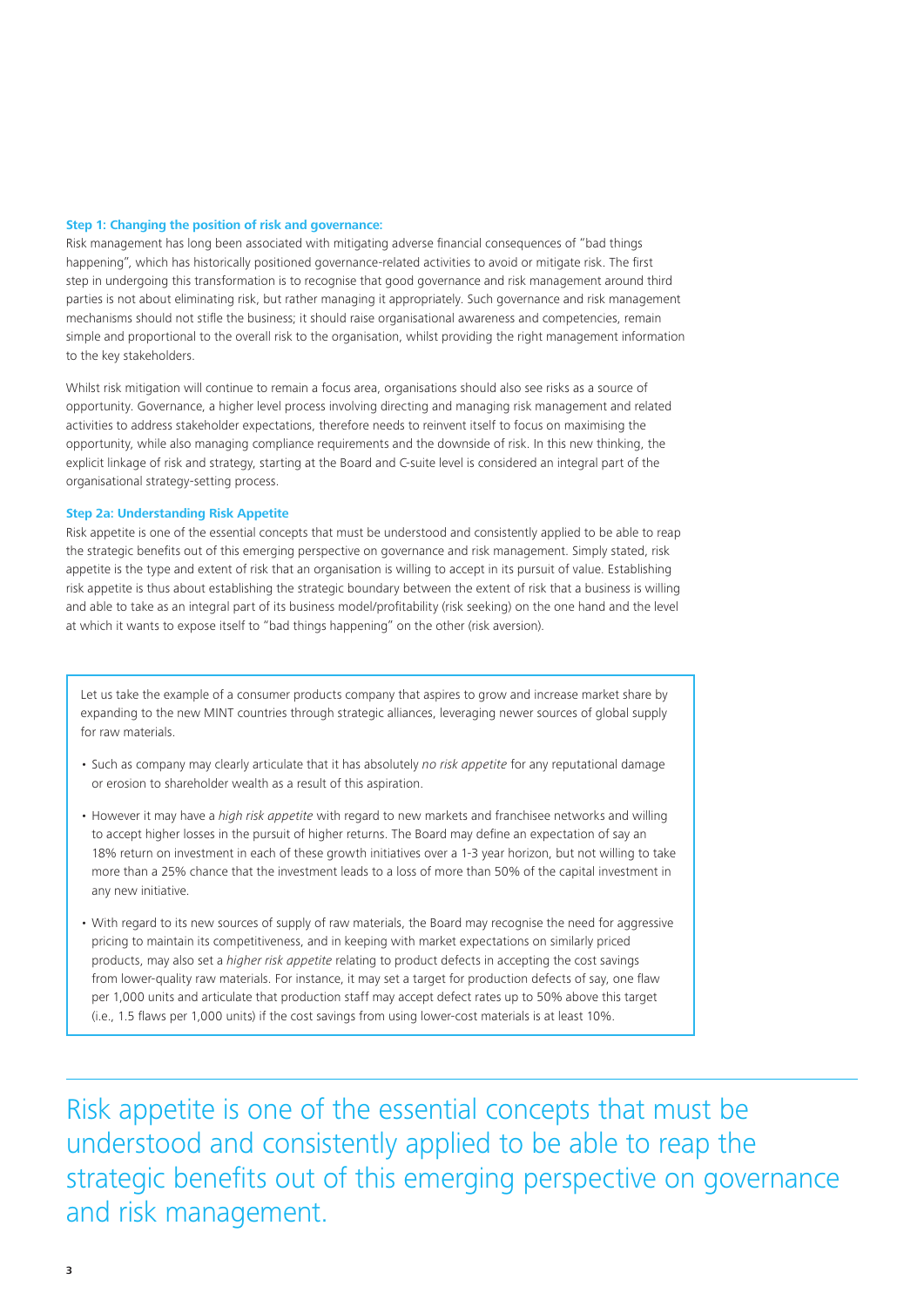**Step 1: Changing the position of risk and governance:**

Risk management has long been associated with mitigating adverse financial consequences of "bad things happening", which has historically positioned governance-related activities to avoid or mitigate risk. The first step in undergoing this transformation is to recognise that good governance and risk management around third parties is not about eliminating risk, but rather managing it appropriately. Such governance and risk management mechanisms should not stifle the business; it should raise organisational awareness and competencies, remain simple and proportional to the overall risk to the organisation, whilst providing the right management information to the key stakeholders.

Whilst risk mitigation will continue to remain a focus area, organisations should also see risks as a source of opportunity. Governance, a higher level process involving directing and managing risk management and related activities to address stakeholder expectations, therefore needs to reinvent itself to focus on maximising the opportunity, while also managing compliance requirements and the downside of risk. In this new thinking, the explicit linkage of risk and strategy, starting at the Board and C-suite level is considered an integral part of the organisational strategy-setting process.

**Step 2a: Understanding Risk Appetite**

Risk appetite is one of the essential concepts that must be understood and consistently applied to be able to reap the strategic benefits out of this emerging perspective on governance and risk management. Simply stated, risk appetite is the type and extent of risk that an organisation is willing to accept in its pursuit of value. Establishing risk appetite is thus about establishing the strategic boundary between the extent of risk that a business is willing and able to take as an integral part of its business model/profitability (risk seeking) on the one hand and the level at which it wants to expose itself to "bad things happening" on the other (risk aversion).

> Let us take the example of a consumer products company that aspires to grow and increase market share by expanding to the new MINT countries through strategic alliances, leveraging newer sources of global supply for raw materials.
>
> - Such as company may clearly articulate that it has absolutely *no risk appetite* for any reputational damage or erosion to shareholder wealth as a result of this aspiration.
> - However it may have a *high risk appetite* with regard to new markets and franchisee networks and willing to accept higher losses in the pursuit of higher returns. The Board may define an expectation of say an 18% return on investment in each of these growth initiatives over a 1-3 year horizon, but not willing to take more than a 25% chance that the investment leads to a loss of more than 50% of the capital investment in any new initiative.
> - With regard to its new sources of supply of raw materials, the Board may recognise the need for aggressive pricing to maintain its competitiveness, and in keeping with market expectations on similarly priced products, may also set a *higher risk appetite* relating to product defects in accepting the cost savings from lower-quality raw materials. For instance, it may set a target for production defects of say, one flaw per 1,000 units and articulate that production staff may accept defect rates up to 50% above this target (i.e., 1.5 flaws per 1,000 units) if the cost savings from using lower-cost materials is at least 10%.

Risk appetite is one of the essential concepts that must be understood and consistently applied to be able to reap the strategic benefits out of this emerging perspective on governance and risk management.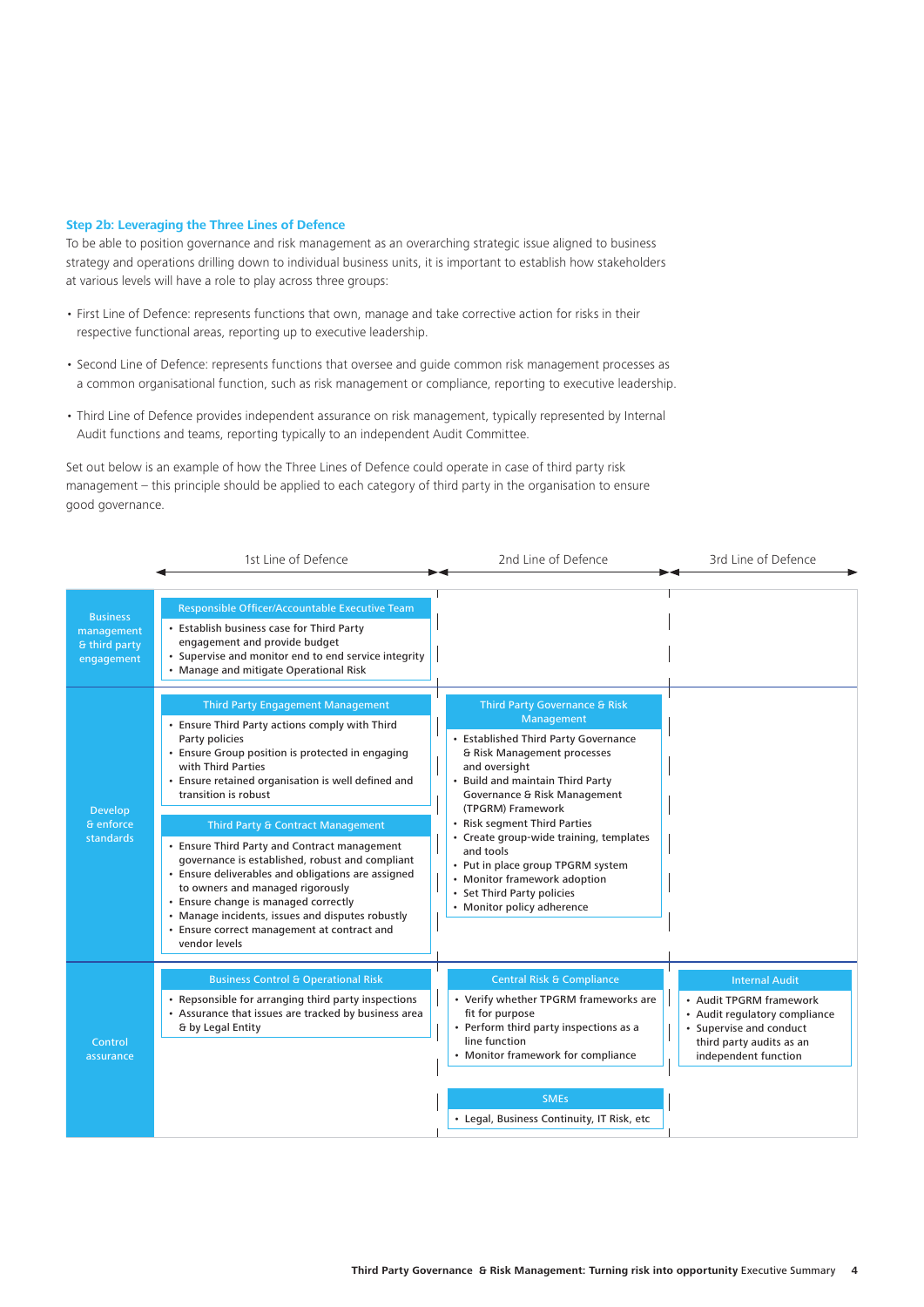### Step 2b: Leveraging the Three Lines of Defence

To be able to position governance and risk management as an overarching strategic issue aligned to business strategy and operations drilling down to individual business units, it is important to establish how stakeholders at various levels will have a role to play across three groups:

- First Line of Defence: represents functions that own, manage and take corrective action for risks in their respective functional areas, reporting up to executive leadership.
- Second Line of Defence: represents functions that oversee and guide common risk management processes as a common organisational function, such as risk management or compliance, reporting to executive leadership.
- Third Line of Defence provides independent assurance on risk management, typically represented by Internal Audit functions and teams, reporting typically to an independent Audit Committee.

Set out below is an example of how the Three Lines of Defence could operate in case of third party risk management – this principle should be applied to each category of third party in the organisation to ensure good governance.

| | 1st Line of Defence | 2nd Line of Defence | 3rd Line of Defence |
|---|---|---|---|
| Business management & third party engagement | **Responsible Officer/Accountable Executive Team**<br>• Establish business case for Third Party engagement and provide budget<br>• Supervise and monitor end to end service integrity<br>• Manage and mitigate Operational Risk | | |
| Develop & enforce standards | **Third Party Engagement Management**<br>• Ensure Third Party actions comply with Third Party policies<br>• Ensure Group position is protected in engaging with Third Parties<br>• Ensure retained organisation is well defined and transition is robust<br><br>**Third Party & Contract Management**<br>• Ensure Third Party and Contract management governance is established, robust and compliant<br>• Ensure deliverables and obligations are assigned to owners and managed rigorously<br>• Ensure change is managed correctly<br>• Manage incidents, issues and disputes robustly<br>• Ensure correct management at contract and vendor levels | **Third Party Governance & Risk Management**<br>• Established Third Party Governance & Risk Management processes and oversight<br>• Build and maintain Third Party Governance & Risk Management (TPGRM) Framework<br>• Risk segment Third Parties<br>• Create group-wide training, templates and tools<br>• Put in place group TPGRM system<br>• Monitor framework adoption<br>• Set Third Party policies<br>• Monitor policy adherence | |
| Control assurance | **Business Control & Operational Risk**<br>• Repsonsible for arranging third party inspections<br>• Assurance that issues are tracked by business area & by Legal Entity | **Central Risk & Compliance**<br>• Verify whether TPGRM frameworks are fit for purpose<br>• Perform third party inspections as a line function<br>• Monitor framework for compliance<br><br>**SMEs**<br>• Legal, Business Continuity, IT Risk, etc | **Internal Audit**<br>• Audit TPGRM framework<br>• Audit regulatory compliance<br>• Supervise and conduct third party audits as an independent function |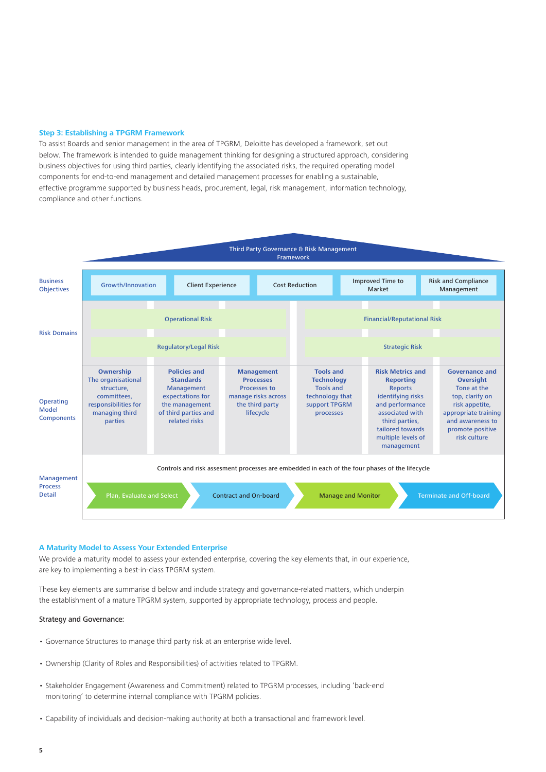### Step 3: Establishing a TPGRM Framework

To assist Boards and senior management in the area of TPGRM, Deloitte has developed a framework, set out below. The framework is intended to guide management thinking for designing a structured approach, considering business objectives for using third parties, clearly identifying the associated risks, the required operating model components for end-to-end management and detailed management processes for enabling a sustainable, effective programme supported by business heads, procurement, legal, risk management, information technology, compliance and other functions.

**Third Party Governance & Risk Management Framework**

**Business Objectives**

- Growth/Innovation
- Client Experience
- Cost Reduction
- Improved Time to Market
- Risk and Compliance Management

**Risk Domains**

- Operational Risk
- Financial/Reputational Risk
- Regulatory/Legal Risk
- Strategic Risk

**Operating Model Components**

- **Ownership** The organisational structure, committees, responsibilities for managing third parties
- **Policies and Standards** Management expectations for the management of third parties and related risks
- **Management Processes** Processes to manage risks across the third party lifecycle
- **Tools and Technology** Tools and technology that support TPGRM processes
- **Risk Metrics and Reporting** Reports identifying risks and performance associated with third parties, tailored towards multiple levels of management
- **Governance and Oversight** Tone at the top, clarify on risk appetite, appropriate training and awareness to promote positive risk culture

**Management Process Detail**

Controls and risk assesment processes are embedded in each of the four phases of the lifecycle

Plan, Evaluate and Select → Contract and On-board → Manage and Monitor → Terminate and Off-board

### A Maturity Model to Assess Your Extended Enterprise

We provide a maturity model to assess your extended enterprise, covering the key elements that, in our experience, are key to implementing a best-in-class TPGRM system.

These key elements are summarise d below and include strategy and governance-related matters, which underpin the establishment of a mature TPGRM system, supported by appropriate technology, process and people.

Strategy and Governance:

- Governance Structures to manage third party risk at an enterprise wide level.
- Ownership (Clarity of Roles and Responsibilities) of activities related to TPGRM.
- Stakeholder Engagement (Awareness and Commitment) related to TPGRM processes, including 'back-end monitoring' to determine internal compliance with TPGRM policies.
- Capability of individuals and decision-making authority at both a transactional and framework level.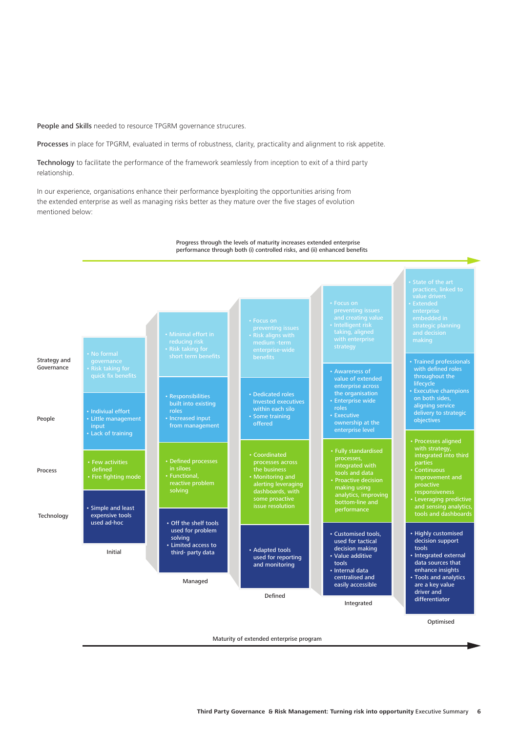**People and Skills** needed to resource TPGRM governance strucures.

**Processes** in place for TPGRM, evaluated in terms of robustness, clarity, practicality and alignment to risk appetite.

**Technology** to facilitate the performance of the framework seamlessly from inception to exit of a third party relationship.

In our experience, organisations enhance their performance byexploiting the opportunities arising from the extended enterprise as well as managing risks better as they mature over the five stages of evolution mentioned below:

Progress through the levels of maturity increases extended enterprise performance through both (i) controlled risks, and (ii) enhanced benefits

| | Initial | Managed | Defined | Integrated | Optimised |
|---|---|---|---|---|---|
| Strategy and Governance | • No formal governance<br>• Risk taking for quick fix benefits | • Minimal effort in reducing risk<br>• Risk taking for short term benefits | • Focus on preventing issues<br>• Risk aligns with medium -term enterprise-wide benefits | • Focus on preventing issues and creating value<br>• Intelligent risk taking, aligned with enterprise strategy | • State of the art practices, linked to value drivers<br>• Extended enterprise embedded in strategic planning and decision making |
| People | • Indiviual effort<br>• Little management input<br>• Lack of training | • Responsibilities built into existing roles<br>• Increased input from management | • Dedicated roles Invested executives within each silo<br>• Some training offered | • Awareness of value of extended enterprise across the organisation<br>• Enterprise wide roles<br>• Executive ownership at the enterprise level | • Trained professionals with defined roles throughout the lifecycle<br>• Executive champions on both sides, aligning service delivery to strategic objectives |
| Process | • Few activities defined<br>• Fire fighting mode | • Defined processes in siloes<br>• Functional, reactive problem solving | • Coordinated processes across the business<br>• Monitoring and alerting leveraging dashboards, with some proactive issue resolution | • Fully standardised processes, integrated with tools and data<br>• Proactive decision making using analytics, improving bottom-line and performance | • Processes aligned with strategy, integrated into third parties<br>• Continuous improvement and proactive responsiveness<br>• Leveraging predictive and sensing analytics, tools and dashboards |
| Technology | • Simple and least expensive tools used ad-hoc | • Off the shelf tools used for problem solving<br>• Limited access to third- party data | • Adapted tools used for reporting and monitoring | • Customised tools, used for tactical decision making<br>• Value additive tools<br>• Internal data centralised and easily accessible | • Highly customised decision support tools<br>• Integrated external data sources that enhance insights<br>• Tools and analytics are a key value driver and differentiator |

Maturity of extended enterprise program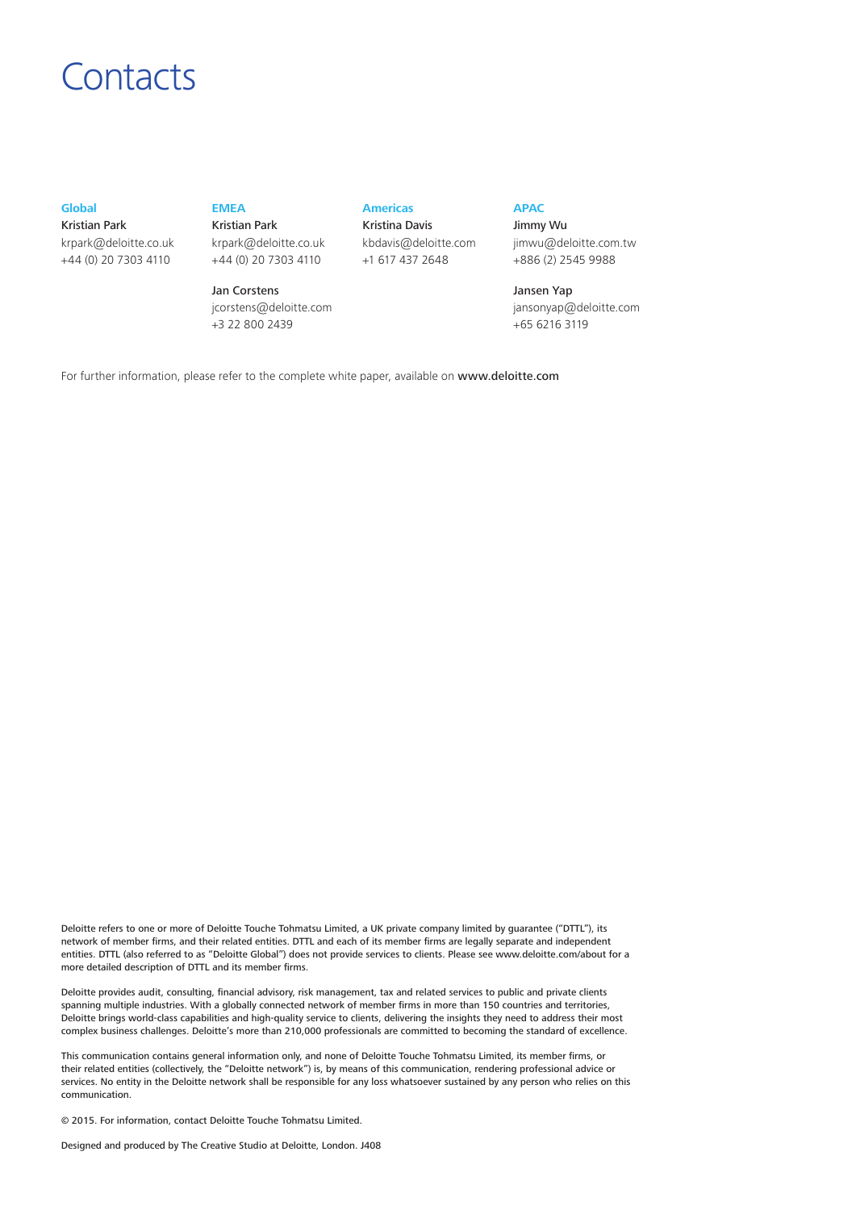# Contacts

**Global**
Kristian Park
krpark@deloitte.co.uk
+44 (0) 20 7303 4110

**EMEA**
Kristian Park
krpark@deloitte.co.uk
+44 (0) 20 7303 4110

Jan Corstens
jcorstens@deloitte.com
+3 22 800 2439

**Americas**
Kristina Davis
kbdavis@deloitte.com
+1 617 437 2648

**APAC**
Jimmy Wu
jimwu@deloitte.com.tw
+886 (2) 2545 9988

Jansen Yap
jansonyap@deloitte.com
+65 6216 3119

For further information, please refer to the complete white paper, available on **www.deloitte.com**

Deloitte refers to one or more of Deloitte Touche Tohmatsu Limited, a UK private company limited by guarantee ("DTTL"), its network of member firms, and their related entities. DTTL and each of its member firms are legally separate and independent entities. DTTL (also referred to as "Deloitte Global") does not provide services to clients. Please see www.deloitte.com/about for a more detailed description of DTTL and its member firms.

Deloitte provides audit, consulting, financial advisory, risk management, tax and related services to public and private clients spanning multiple industries. With a globally connected network of member firms in more than 150 countries and territories, Deloitte brings world-class capabilities and high-quality service to clients, delivering the insights they need to address their most complex business challenges. Deloitte's more than 210,000 professionals are committed to becoming the standard of excellence.

This communication contains general information only, and none of Deloitte Touche Tohmatsu Limited, its member firms, or their related entities (collectively, the "Deloitte network") is, by means of this communication, rendering professional advice or services. No entity in the Deloitte network shall be responsible for any loss whatsoever sustained by any person who relies on this communication.

© 2015. For information, contact Deloitte Touche Tohmatsu Limited.

Designed and produced by The Creative Studio at Deloitte, London. J408